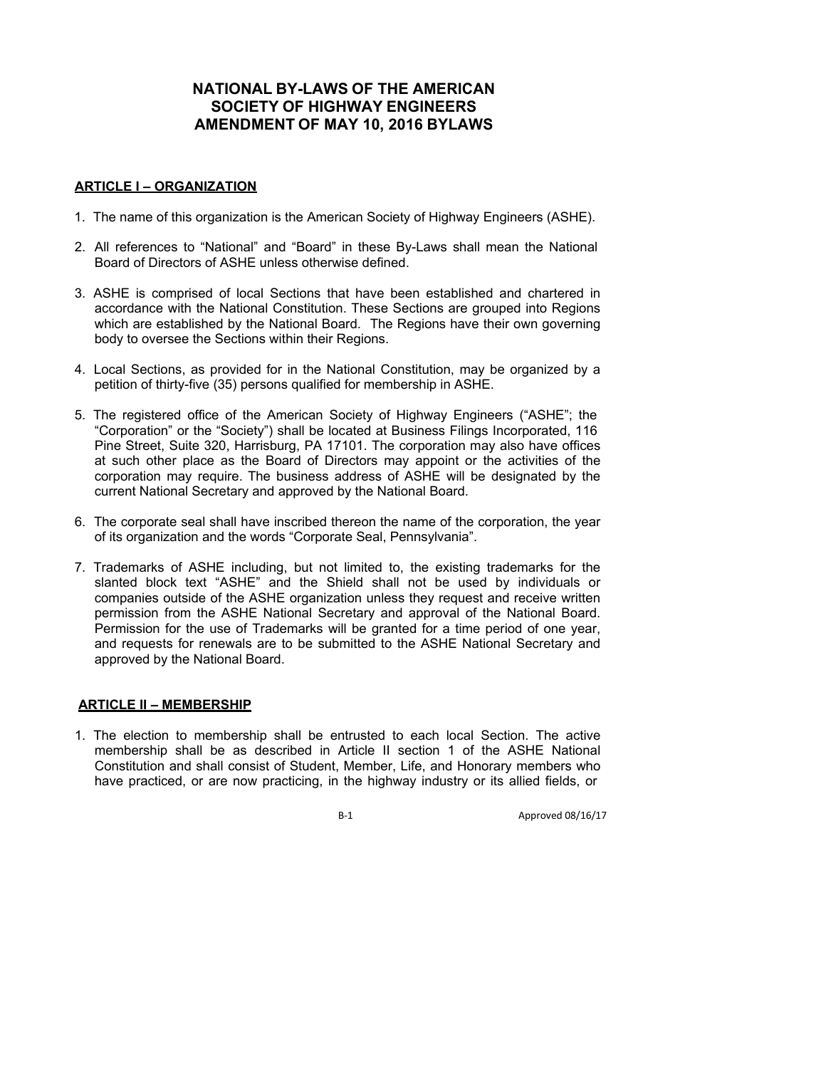# NATIONAL BY-LAWS OF THE AMERICAN SOCIETY OF HIGHWAY ENGINEERS AMENDMENT OF MAY 10, 2016 BYLAWS

## ARTICLE I – ORGANIZATION

1. The name of this organization is the American Society of Highway Engineers (ASHE).

2. All references to "National" and "Board" in these By-Laws shall mean the National Board of Directors of ASHE unless otherwise defined.

3. ASHE is comprised of local Sections that have been established and chartered in accordance with the National Constitution. These Sections are grouped into Regions which are established by the National Board. The Regions have their own governing body to oversee the Sections within their Regions.

4. Local Sections, as provided for in the National Constitution, may be organized by a petition of thirty-five (35) persons qualified for membership in ASHE.

5. The registered office of the American Society of Highway Engineers ("ASHE"; the "Corporation" or the "Society") shall be located at Business Filings Incorporated, 116 Pine Street, Suite 320, Harrisburg, PA 17101. The corporation may also have offices at such other place as the Board of Directors may appoint or the activities of the corporation may require. The business address of ASHE will be designated by the current National Secretary and approved by the National Board.

6. The corporate seal shall have inscribed thereon the name of the corporation, the year of its organization and the words "Corporate Seal, Pennsylvania".

7. Trademarks of ASHE including, but not limited to, the existing trademarks for the slanted block text "ASHE" and the Shield shall not be used by individuals or companies outside of the ASHE organization unless they request and receive written permission from the ASHE National Secretary and approval of the National Board. Permission for the use of Trademarks will be granted for a time period of one year, and requests for renewals are to be submitted to the ASHE National Secretary and approved by the National Board.

## ARTICLE II – MEMBERSHIP

1. The election to membership shall be entrusted to each local Section. The active membership shall be as described in Article II section 1 of the ASHE National Constitution and shall consist of Student, Member, Life, and Honorary members who have practiced, or are now practicing, in the highway industry or its allied fields, or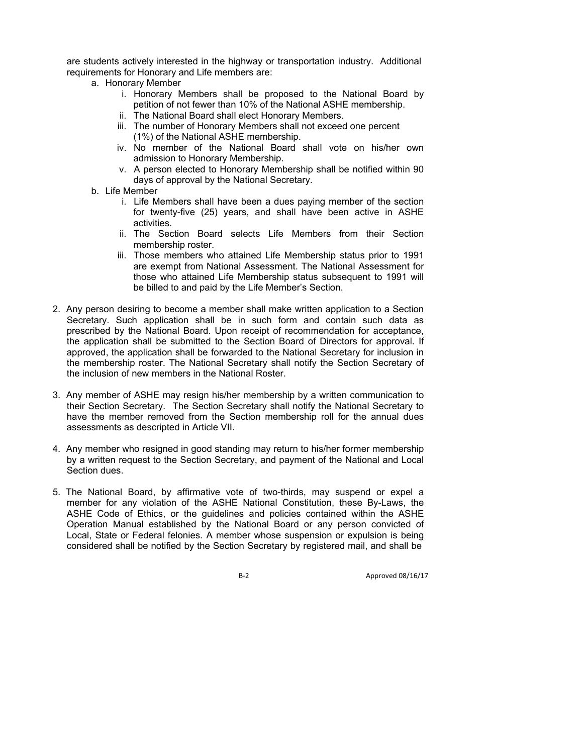are students actively interested in the highway or transportation industry. Additional requirements for Honorary and Life members are:

a. Honorary Member
   i. Honorary Members shall be proposed to the National Board by petition of not fewer than 10% of the National ASHE membership.
   ii. The National Board shall elect Honorary Members.
   iii. The number of Honorary Members shall not exceed one percent (1%) of the National ASHE membership.
   iv. No member of the National Board shall vote on his/her own admission to Honorary Membership.
   v. A person elected to Honorary Membership shall be notified within 90 days of approval by the National Secretary.
b. Life Member
   i. Life Members shall have been a dues paying member of the section for twenty-five (25) years, and shall have been active in ASHE activities.
   ii. The Section Board selects Life Members from their Section membership roster.
   iii. Those members who attained Life Membership status prior to 1991 are exempt from National Assessment. The National Assessment for those who attained Life Membership status subsequent to 1991 will be billed to and paid by the Life Member's Section.

2. Any person desiring to become a member shall make written application to a Section Secretary. Such application shall be in such form and contain such data as prescribed by the National Board. Upon receipt of recommendation for acceptance, the application shall be submitted to the Section Board of Directors for approval. If approved, the application shall be forwarded to the National Secretary for inclusion in the membership roster. The National Secretary shall notify the Section Secretary of the inclusion of new members in the National Roster.

3. Any member of ASHE may resign his/her membership by a written communication to their Section Secretary. The Section Secretary shall notify the National Secretary to have the member removed from the Section membership roll for the annual dues assessments as descripted in Article VII.

4. Any member who resigned in good standing may return to his/her former membership by a written request to the Section Secretary, and payment of the National and Local Section dues.

5. The National Board, by affirmative vote of two-thirds, may suspend or expel a member for any violation of the ASHE National Constitution, these By-Laws, the ASHE Code of Ethics, or the guidelines and policies contained within the ASHE Operation Manual established by the National Board or any person convicted of Local, State or Federal felonies. A member whose suspension or expulsion is being considered shall be notified by the Section Secretary by registered mail, and shall be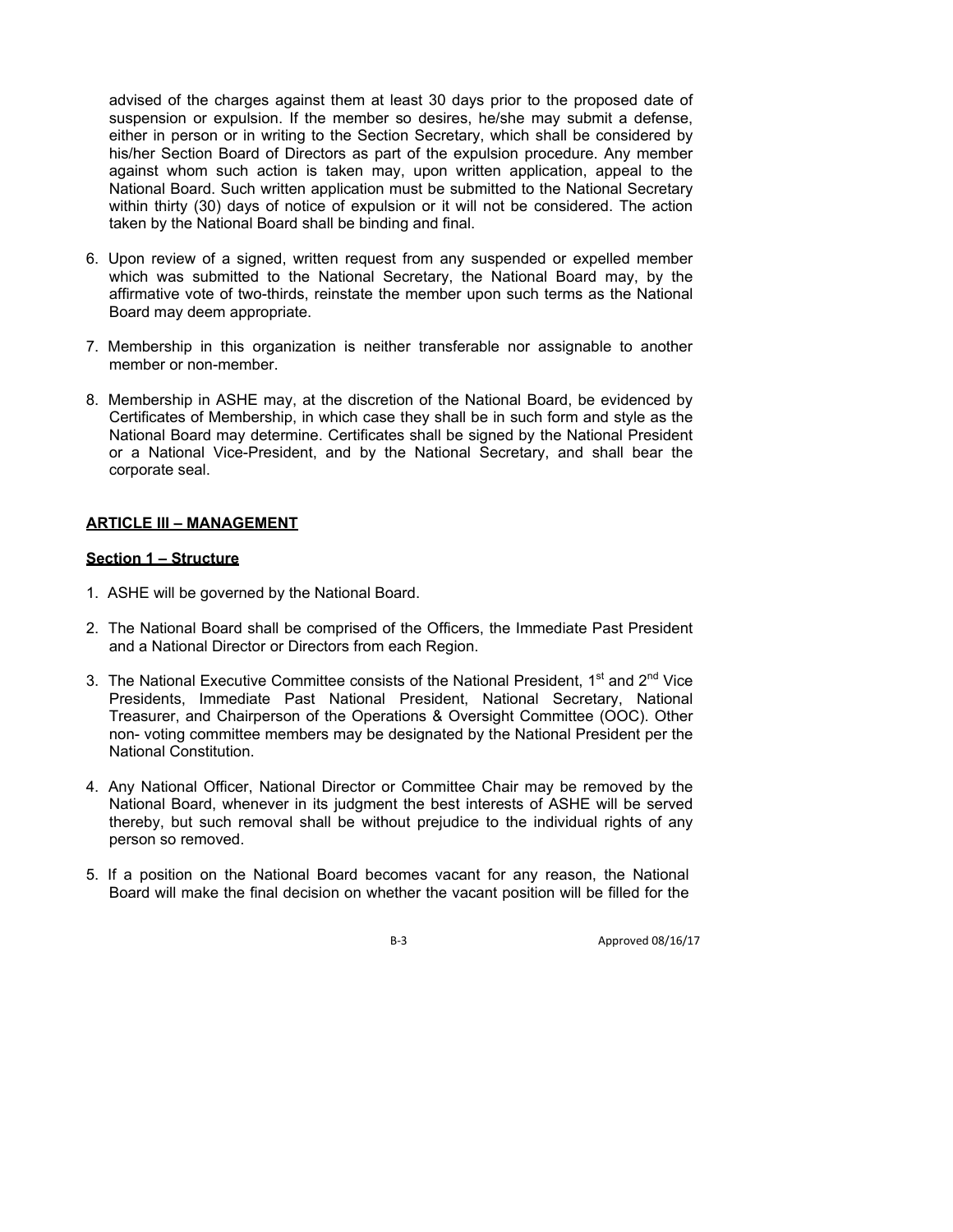advised of the charges against them at least 30 days prior to the proposed date of suspension or expulsion. If the member so desires, he/she may submit a defense, either in person or in writing to the Section Secretary, which shall be considered by his/her Section Board of Directors as part of the expulsion procedure. Any member against whom such action is taken may, upon written application, appeal to the National Board. Such written application must be submitted to the National Secretary within thirty (30) days of notice of expulsion or it will not be considered. The action taken by the National Board shall be binding and final.

6. Upon review of a signed, written request from any suspended or expelled member which was submitted to the National Secretary, the National Board may, by the affirmative vote of two-thirds, reinstate the member upon such terms as the National Board may deem appropriate.

7. Membership in this organization is neither transferable nor assignable to another member or non-member.

8. Membership in ASHE may, at the discretion of the National Board, be evidenced by Certificates of Membership, in which case they shall be in such form and style as the National Board may determine. Certificates shall be signed by the National President or a National Vice-President, and by the National Secretary, and shall bear the corporate seal.

## ARTICLE III – MANAGEMENT

### Section 1 – Structure

1. ASHE will be governed by the National Board.

2. The National Board shall be comprised of the Officers, the Immediate Past President and a National Director or Directors from each Region.

3. The National Executive Committee consists of the National President, 1st and 2nd Vice Presidents, Immediate Past National President, National Secretary, National Treasurer, and Chairperson of the Operations & Oversight Committee (OOC). Other non- voting committee members may be designated by the National President per the National Constitution.

4. Any National Officer, National Director or Committee Chair may be removed by the National Board, whenever in its judgment the best interests of ASHE will be served thereby, but such removal shall be without prejudice to the individual rights of any person so removed.

5. If a position on the National Board becomes vacant for any reason, the National Board will make the final decision on whether the vacant position will be filled for the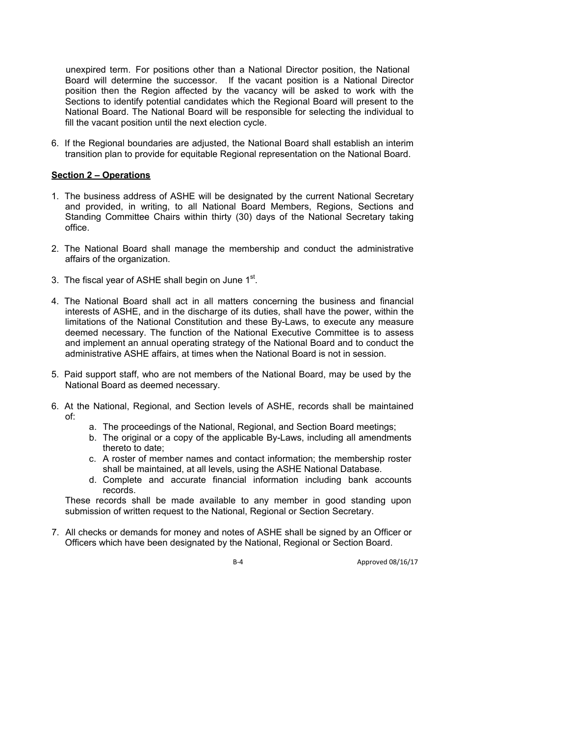unexpired term. For positions other than a National Director position, the National Board will determine the successor. If the vacant position is a National Director position then the Region affected by the vacancy will be asked to work with the Sections to identify potential candidates which the Regional Board will present to the National Board. The National Board will be responsible for selecting the individual to fill the vacant position until the next election cycle.

6. If the Regional boundaries are adjusted, the National Board shall establish an interim transition plan to provide for equitable Regional representation on the National Board.

**<u>Section 2 – Operations</u>**

1. The business address of ASHE will be designated by the current National Secretary and provided, in writing, to all National Board Members, Regions, Sections and Standing Committee Chairs within thirty (30) days of the National Secretary taking office.

2. The National Board shall manage the membership and conduct the administrative affairs of the organization.

3. The fiscal year of ASHE shall begin on June 1st.

4. The National Board shall act in all matters concerning the business and financial interests of ASHE, and in the discharge of its duties, shall have the power, within the limitations of the National Constitution and these By-Laws, to execute any measure deemed necessary. The function of the National Executive Committee is to assess and implement an annual operating strategy of the National Board and to conduct the administrative ASHE affairs, at times when the National Board is not in session.

5. Paid support staff, who are not members of the National Board, may be used by the National Board as deemed necessary.

6. At the National, Regional, and Section levels of ASHE, records shall be maintained of:
   a. The proceedings of the National, Regional, and Section Board meetings;
   b. The original or a copy of the applicable By-Laws, including all amendments thereto to date;
   c. A roster of member names and contact information; the membership roster shall be maintained, at all levels, using the ASHE National Database.
   d. Complete and accurate financial information including bank accounts records.

   These records shall be made available to any member in good standing upon submission of written request to the National, Regional or Section Secretary.

7. All checks or demands for money and notes of ASHE shall be signed by an Officer or Officers which have been designated by the National, Regional or Section Board.

Approved 08/16/17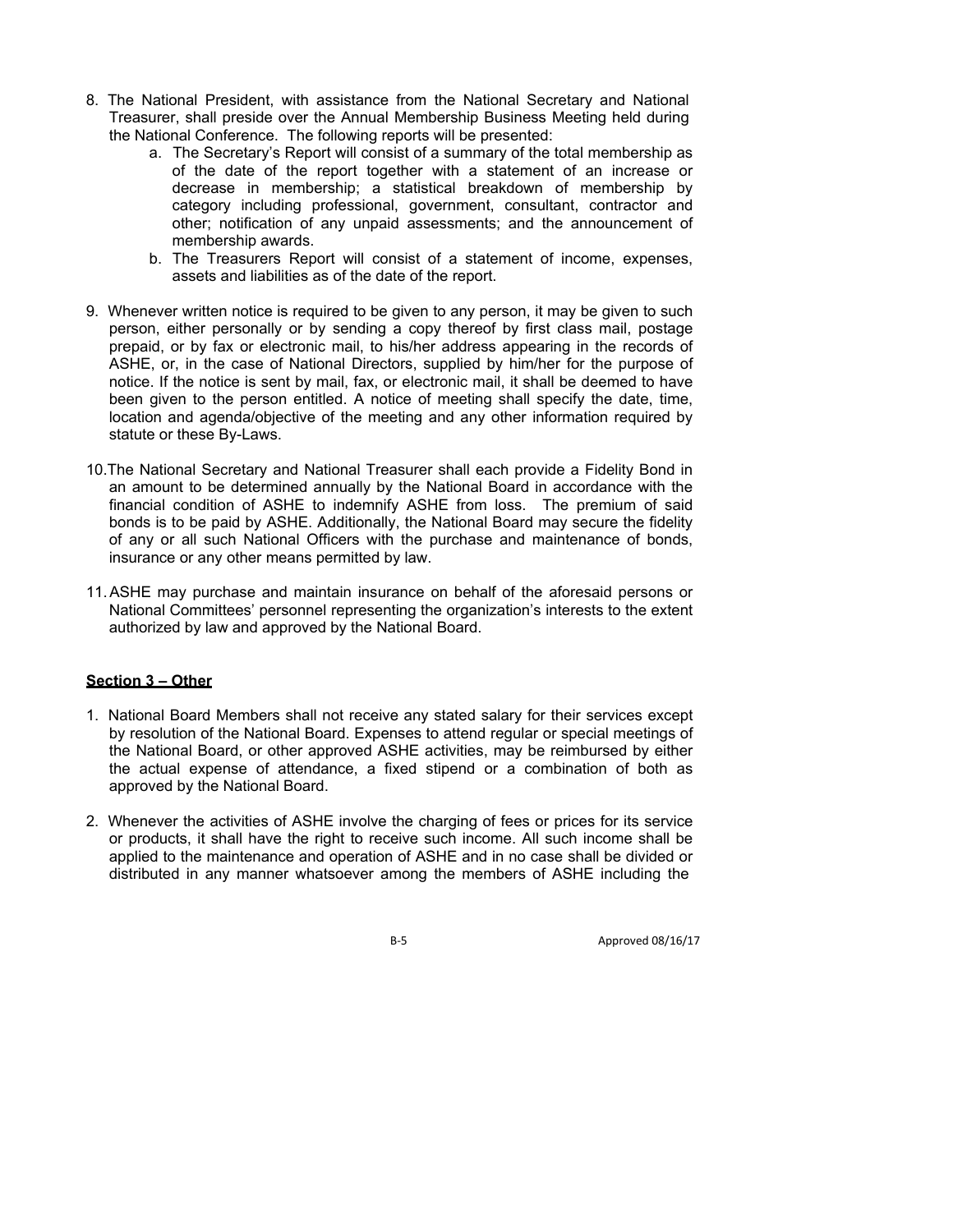8. The National President, with assistance from the National Secretary and National Treasurer, shall preside over the Annual Membership Business Meeting held during the National Conference. The following reports will be presented:
    a. The Secretary's Report will consist of a summary of the total membership as of the date of the report together with a statement of an increase or decrease in membership; a statistical breakdown of membership by category including professional, government, consultant, contractor and other; notification of any unpaid assessments; and the announcement of membership awards.
    b. The Treasurers Report will consist of a statement of income, expenses, assets and liabilities as of the date of the report.

9. Whenever written notice is required to be given to any person, it may be given to such person, either personally or by sending a copy thereof by first class mail, postage prepaid, or by fax or electronic mail, to his/her address appearing in the records of ASHE, or, in the case of National Directors, supplied by him/her for the purpose of notice. If the notice is sent by mail, fax, or electronic mail, it shall be deemed to have been given to the person entitled. A notice of meeting shall specify the date, time, location and agenda/objective of the meeting and any other information required by statute or these By-Laws.

10. The National Secretary and National Treasurer shall each provide a Fidelity Bond in an amount to be determined annually by the National Board in accordance with the financial condition of ASHE to indemnify ASHE from loss. The premium of said bonds is to be paid by ASHE. Additionally, the National Board may secure the fidelity of any or all such National Officers with the purchase and maintenance of bonds, insurance or any other means permitted by law.

11. ASHE may purchase and maintain insurance on behalf of the aforesaid persons or National Committees' personnel representing the organization's interests to the extent authorized by law and approved by the National Board.

**Section 3 – Other**

1. National Board Members shall not receive any stated salary for their services except by resolution of the National Board. Expenses to attend regular or special meetings of the National Board, or other approved ASHE activities, may be reimbursed by either the actual expense of attendance, a fixed stipend or a combination of both as approved by the National Board.

2. Whenever the activities of ASHE involve the charging of fees or prices for its service or products, it shall have the right to receive such income. All such income shall be applied to the maintenance and operation of ASHE and in no case shall be divided or distributed in any manner whatsoever among the members of ASHE including the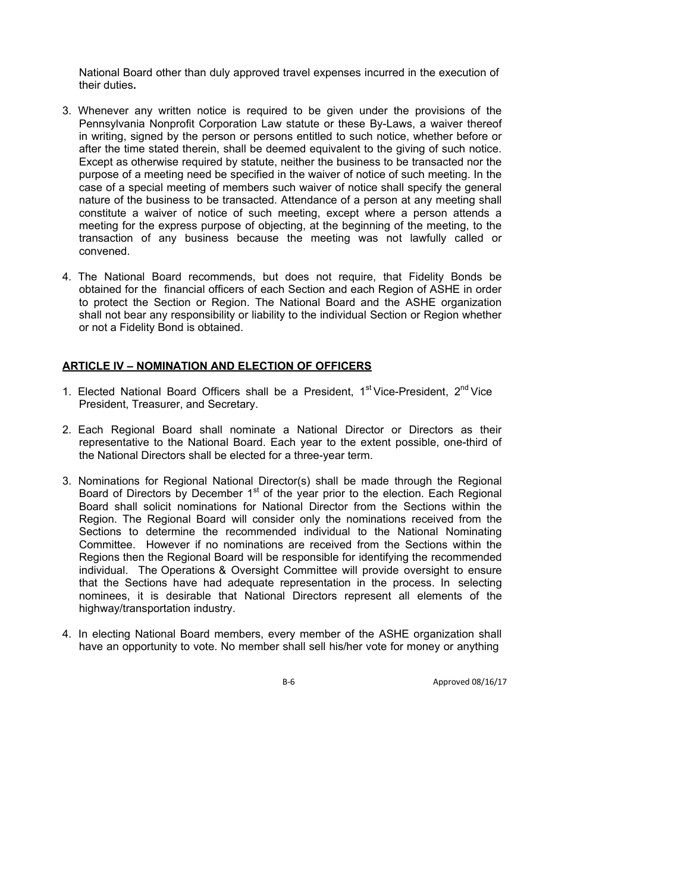National Board other than duly approved travel expenses incurred in the execution of their duties**.**

3. Whenever any written notice is required to be given under the provisions of the Pennsylvania Nonprofit Corporation Law statute or these By-Laws, a waiver thereof in writing, signed by the person or persons entitled to such notice, whether before or after the time stated therein, shall be deemed equivalent to the giving of such notice. Except as otherwise required by statute, neither the business to be transacted nor the purpose of a meeting need be specified in the waiver of notice of such meeting. In the case of a special meeting of members such waiver of notice shall specify the general nature of the business to be transacted. Attendance of a person at any meeting shall constitute a waiver of notice of such meeting, except where a person attends a meeting for the express purpose of objecting, at the beginning of the meeting, to the transaction of any business because the meeting was not lawfully called or convened.

4. The National Board recommends, but does not require, that Fidelity Bonds be obtained for the financial officers of each Section and each Region of ASHE in order to protect the Section or Region. The National Board and the ASHE organization shall not bear any responsibility or liability to the individual Section or Region whether or not a Fidelity Bond is obtained.

## ARTICLE IV – NOMINATION AND ELECTION OF OFFICERS

1. Elected National Board Officers shall be a President, 1st Vice-President, 2nd Vice President, Treasurer, and Secretary.

2. Each Regional Board shall nominate a National Director or Directors as their representative to the National Board. Each year to the extent possible, one-third of the National Directors shall be elected for a three-year term.

3. Nominations for Regional National Director(s) shall be made through the Regional Board of Directors by December 1st of the year prior to the election. Each Regional Board shall solicit nominations for National Director from the Sections within the Region. The Regional Board will consider only the nominations received from the Sections to determine the recommended individual to the National Nominating Committee. However if no nominations are received from the Sections within the Regions then the Regional Board will be responsible for identifying the recommended individual. The Operations & Oversight Committee will provide oversight to ensure that the Sections have had adequate representation in the process. In selecting nominees, it is desirable that National Directors represent all elements of the highway/transportation industry.

4. In electing National Board members, every member of the ASHE organization shall have an opportunity to vote. No member shall sell his/her vote for money or anything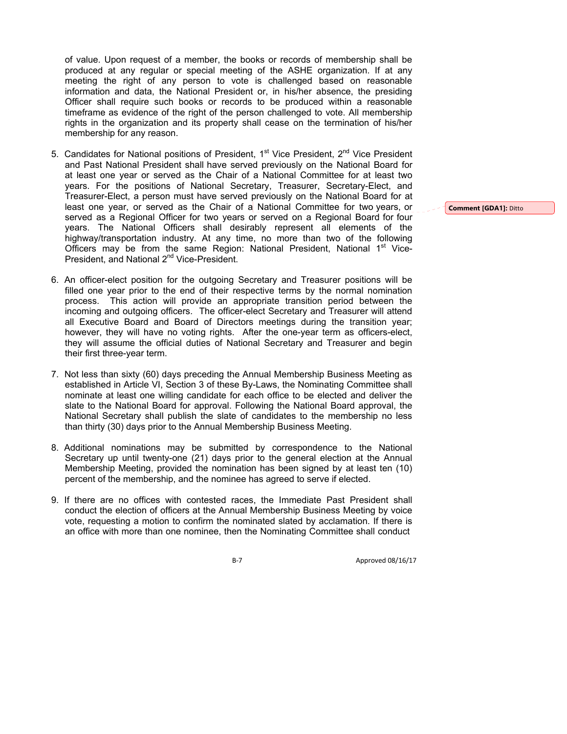of value. Upon request of a member, the books or records of membership shall be produced at any regular or special meeting of the ASHE organization. If at any meeting the right of any person to vote is challenged based on reasonable information and data, the National President or, in his/her absence, the presiding Officer shall require such books or records to be produced within a reasonable timeframe as evidence of the right of the person challenged to vote. All membership rights in the organization and its property shall cease on the termination of his/her membership for any reason.

5. Candidates for National positions of President, 1st Vice President, 2nd Vice President and Past National President shall have served previously on the National Board for at least one year or served as the Chair of a National Committee for at least two years. For the positions of National Secretary, Treasurer, Secretary-Elect, and Treasurer-Elect, a person must have served previously on the National Board for at least one year, or served as the Chair of a National Committee for two years, or served as a Regional Officer for two years or served on a Regional Board for four years. The National Officers shall desirably represent all elements of the highway/transportation industry. At any time, no more than two of the following Officers may be from the same Region: National President, National 1st Vice-President, and National 2nd Vice-President.

6. An officer-elect position for the outgoing Secretary and Treasurer positions will be filled one year prior to the end of their respective terms by the normal nomination process. This action will provide an appropriate transition period between the incoming and outgoing officers. The officer-elect Secretary and Treasurer will attend all Executive Board and Board of Directors meetings during the transition year; however, they will have no voting rights. After the one-year term as officers-elect, they will assume the official duties of National Secretary and Treasurer and begin their first three-year term.

7. Not less than sixty (60) days preceding the Annual Membership Business Meeting as established in Article VI, Section 3 of these By-Laws, the Nominating Committee shall nominate at least one willing candidate for each office to be elected and deliver the slate to the National Board for approval. Following the National Board approval, the National Secretary shall publish the slate of candidates to the membership no less than thirty (30) days prior to the Annual Membership Business Meeting.

8. Additional nominations may be submitted by correspondence to the National Secretary up until twenty-one (21) days prior to the general election at the Annual Membership Meeting, provided the nomination has been signed by at least ten (10) percent of the membership, and the nominee has agreed to serve if elected.

9. If there are no offices with contested races, the Immediate Past President shall conduct the election of officers at the Annual Membership Business Meeting by voice vote, requesting a motion to confirm the nominated slated by acclamation. If there is an office with more than one nominee, then the Nominating Committee shall conduct

**Comment [GDA1]:** Ditto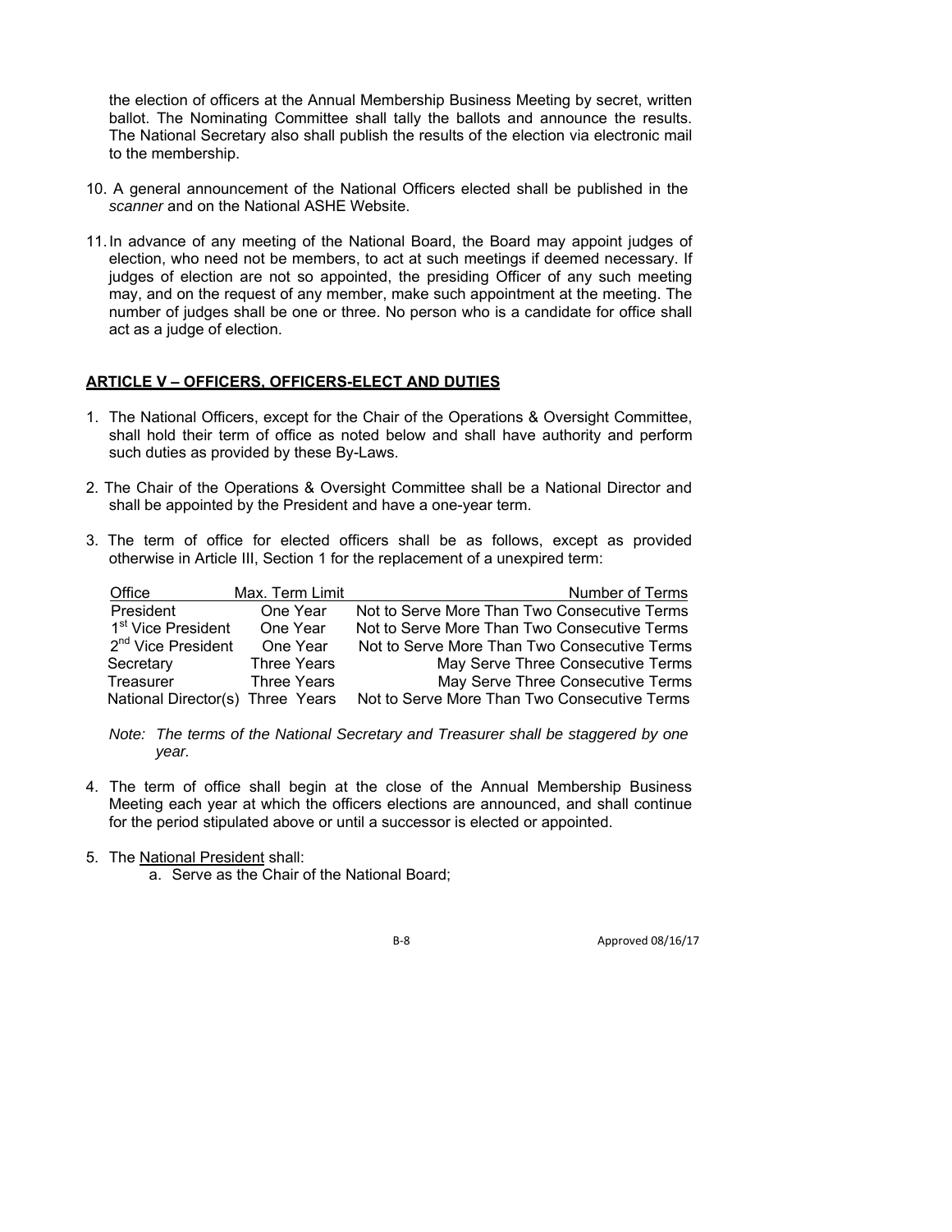the election of officers at the Annual Membership Business Meeting by secret, written ballot. The Nominating Committee shall tally the ballots and announce the results. The National Secretary also shall publish the results of the election via electronic mail to the membership.

10. A general announcement of the National Officers elected shall be published in the *scanner* and on the National ASHE Website.

11. In advance of any meeting of the National Board, the Board may appoint judges of election, who need not be members, to act at such meetings if deemed necessary. If judges of election are not so appointed, the presiding Officer of any such meeting may, and on the request of any member, make such appointment at the meeting. The number of judges shall be one or three. No person who is a candidate for office shall act as a judge of election.

## ARTICLE V – OFFICERS, OFFICERS-ELECT AND DUTIES

1. The National Officers, except for the Chair of the Operations & Oversight Committee, shall hold their term of office as noted below and shall have authority and perform such duties as provided by these By-Laws.

2. The Chair of the Operations & Oversight Committee shall be a National Director and shall be appointed by the President and have a one-year term.

3. The term of office for elected officers shall be as follows, except as provided otherwise in Article III, Section 1 for the replacement of a unexpired term:

| Office | Max. Term Limit | Number of Terms |
|---|---|---|
| President | One Year | Not to Serve More Than Two Consecutive Terms |
| 1st Vice President | One Year | Not to Serve More Than Two Consecutive Terms |
| 2nd Vice President | One Year | Not to Serve More Than Two Consecutive Terms |
| Secretary | Three Years | May Serve Three Consecutive Terms |
| Treasurer | Three Years | May Serve Three Consecutive Terms |
| National Director(s) | Three Years | Not to Serve More Than Two Consecutive Terms |

*Note: The terms of the National Secretary and Treasurer shall be staggered by one year.*

4. The term of office shall begin at the close of the Annual Membership Business Meeting each year at which the officers elections are announced, and shall continue for the period stipulated above or until a successor is elected or appointed.

5. The National President shall:
   a. Serve as the Chair of the National Board;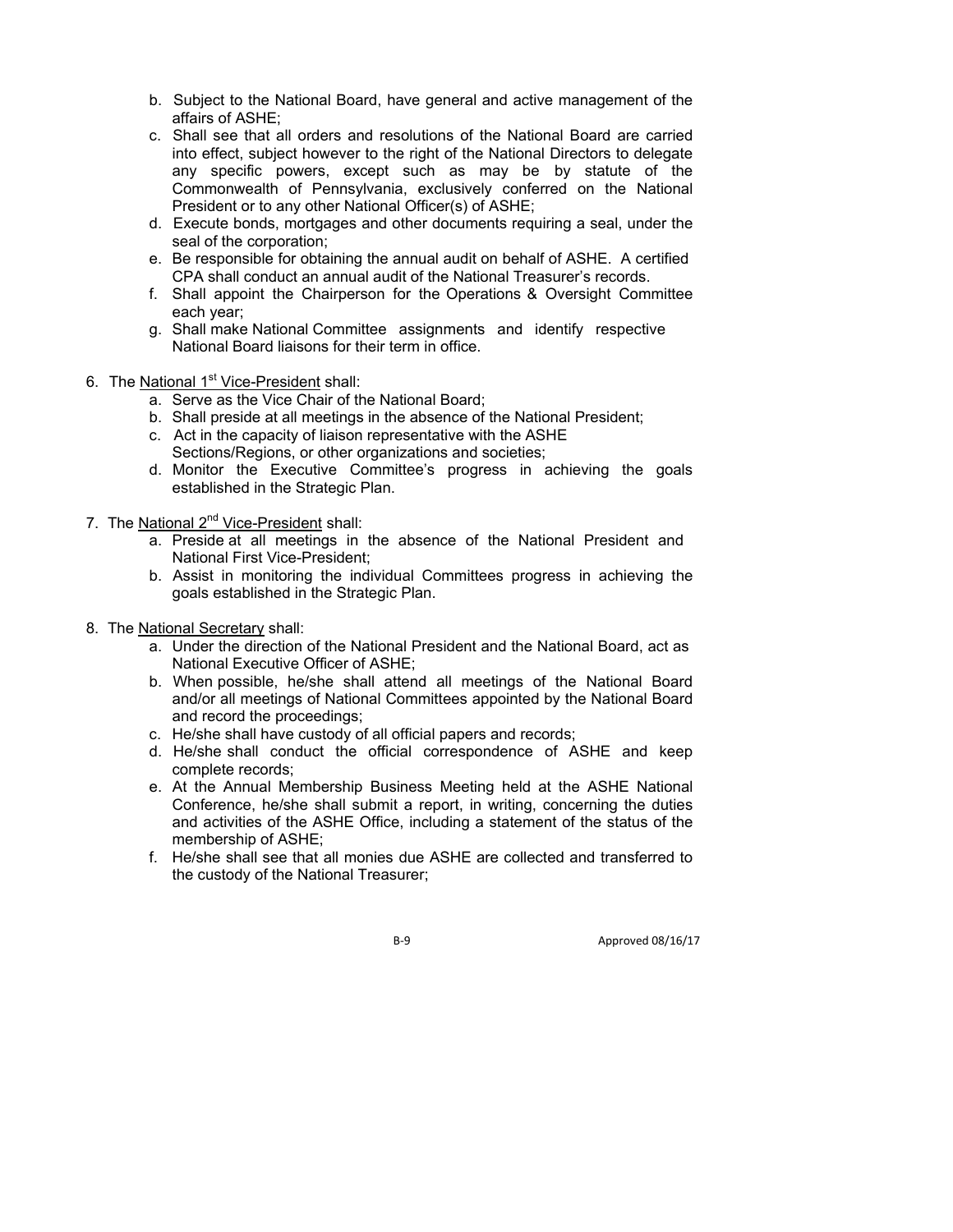b. Subject to the National Board, have general and active management of the affairs of ASHE;
   c. Shall see that all orders and resolutions of the National Board are carried into effect, subject however to the right of the National Directors to delegate any specific powers, except such as may be by statute of the Commonwealth of Pennsylvania, exclusively conferred on the National President or to any other National Officer(s) of ASHE;
   d. Execute bonds, mortgages and other documents requiring a seal, under the seal of the corporation;
   e. Be responsible for obtaining the annual audit on behalf of ASHE. A certified CPA shall conduct an annual audit of the National Treasurer's records.
   f. Shall appoint the Chairperson for the Operations & Oversight Committee each year;
   g. Shall make National Committee assignments and identify respective National Board liaisons for their term in office.

6. The <u>National 1st Vice-President</u> shall:
   a. Serve as the Vice Chair of the National Board;
   b. Shall preside at all meetings in the absence of the National President;
   c. Act in the capacity of liaison representative with the ASHE Sections/Regions, or other organizations and societies;
   d. Monitor the Executive Committee's progress in achieving the goals established in the Strategic Plan.

7. The <u>National 2nd Vice-President</u> shall:
   a. Preside at all meetings in the absence of the National President and National First Vice-President;
   b. Assist in monitoring the individual Committees progress in achieving the goals established in the Strategic Plan.

8. The <u>National Secretary</u> shall:
   a. Under the direction of the National President and the National Board, act as National Executive Officer of ASHE;
   b. When possible, he/she shall attend all meetings of the National Board and/or all meetings of National Committees appointed by the National Board and record the proceedings;
   c. He/she shall have custody of all official papers and records;
   d. He/she shall conduct the official correspondence of ASHE and keep complete records;
   e. At the Annual Membership Business Meeting held at the ASHE National Conference, he/she shall submit a report, in writing, concerning the duties and activities of the ASHE Office, including a statement of the status of the membership of ASHE;
   f. He/she shall see that all monies due ASHE are collected and transferred to the custody of the National Treasurer;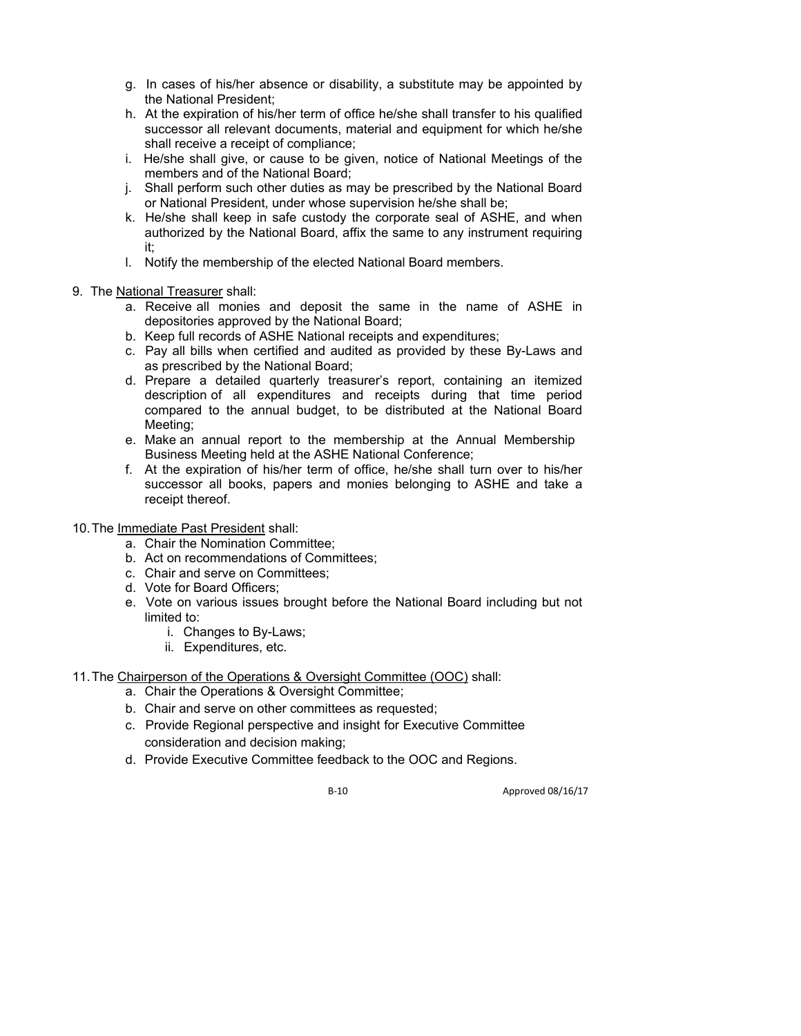g. In cases of his/her absence or disability, a substitute may be appointed by the National President;
h. At the expiration of his/her term of office he/she shall transfer to his qualified successor all relevant documents, material and equipment for which he/she shall receive a receipt of compliance;
i. He/she shall give, or cause to be given, notice of National Meetings of the members and of the National Board;
j. Shall perform such other duties as may be prescribed by the National Board or National President, under whose supervision he/she shall be;
k. He/she shall keep in safe custody the corporate seal of ASHE, and when authorized by the National Board, affix the same to any instrument requiring it;
l. Notify the membership of the elected National Board members.

9. The <u>National Treasurer</u> shall:
   a. Receive all monies and deposit the same in the name of ASHE in depositories approved by the National Board;
   b. Keep full records of ASHE National receipts and expenditures;
   c. Pay all bills when certified and audited as provided by these By-Laws and as prescribed by the National Board;
   d. Prepare a detailed quarterly treasurer's report, containing an itemized description of all expenditures and receipts during that time period compared to the annual budget, to be distributed at the National Board Meeting;
   e. Make an annual report to the membership at the Annual Membership Business Meeting held at the ASHE National Conference;
   f. At the expiration of his/her term of office, he/she shall turn over to his/her successor all books, papers and monies belonging to ASHE and take a receipt thereof.

10. The <u>Immediate Past President</u> shall:
    a. Chair the Nomination Committee;
    b. Act on recommendations of Committees;
    c. Chair and serve on Committees;
    d. Vote for Board Officers;
    e. Vote on various issues brought before the National Board including but not limited to:
       i. Changes to By-Laws;
       ii. Expenditures, etc.

11. The <u>Chairperson of the Operations & Oversight Committee (OOC)</u> shall:
    a. Chair the Operations & Oversight Committee;
    b. Chair and serve on other committees as requested;
    c. Provide Regional perspective and insight for Executive Committee consideration and decision making;
    d. Provide Executive Committee feedback to the OOC and Regions.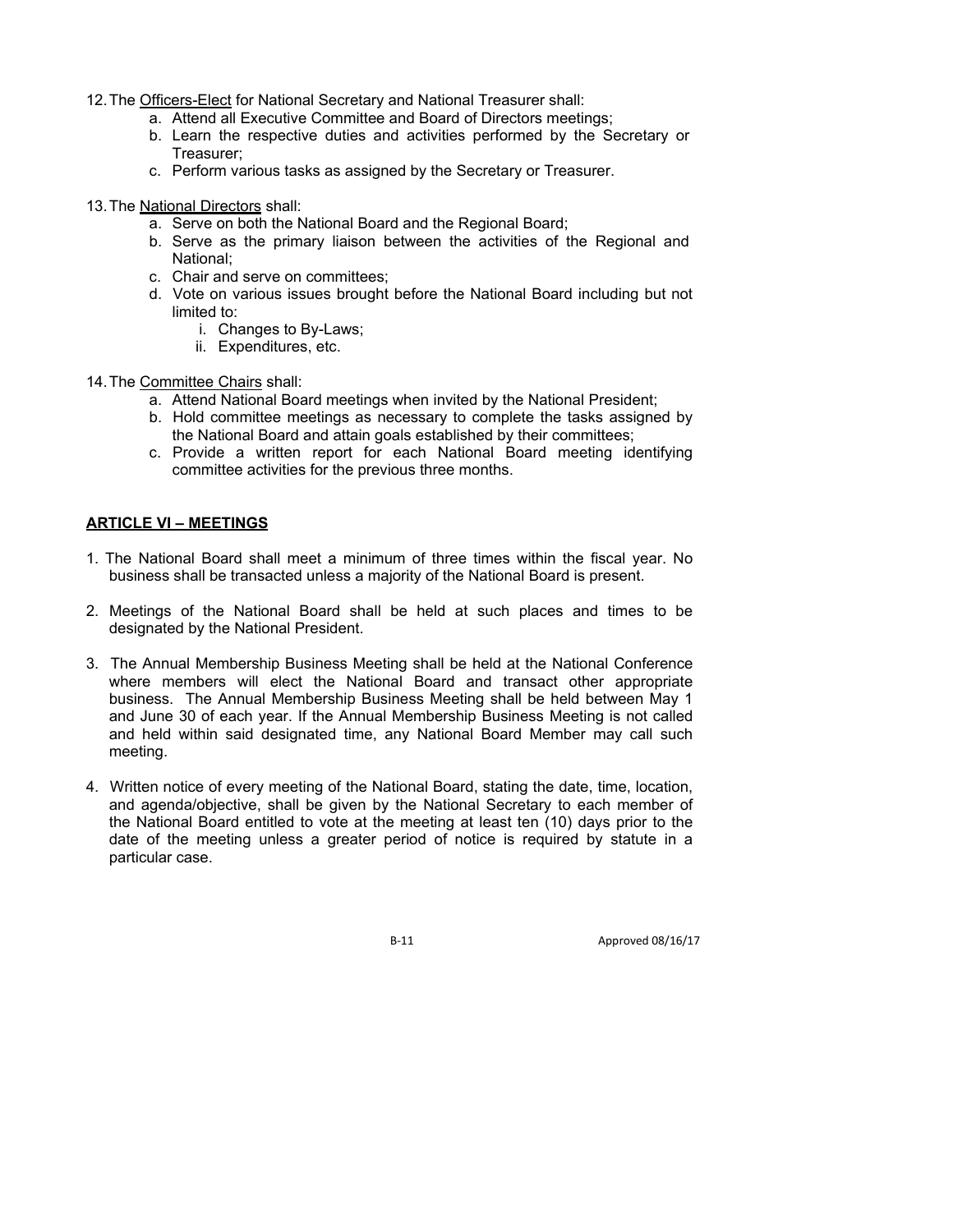12. The <u>Officers-Elect</u> for National Secretary and National Treasurer shall:
    a. Attend all Executive Committee and Board of Directors meetings;
    b. Learn the respective duties and activities performed by the Secretary or Treasurer;
    c. Perform various tasks as assigned by the Secretary or Treasurer.

13. The <u>National Directors</u> shall:
    a. Serve on both the National Board and the Regional Board;
    b. Serve as the primary liaison between the activities of the Regional and National;
    c. Chair and serve on committees;
    d. Vote on various issues brought before the National Board including but not limited to:
        i. Changes to By-Laws;
        ii. Expenditures, etc.

14. The <u>Committee Chairs</u> shall:
    a. Attend National Board meetings when invited by the National President;
    b. Hold committee meetings as necessary to complete the tasks assigned by the National Board and attain goals established by their committees;
    c. Provide a written report for each National Board meeting identifying committee activities for the previous three months.

## <u>ARTICLE VI – MEETINGS</u>

1. The National Board shall meet a minimum of three times within the fiscal year. No business shall be transacted unless a majority of the National Board is present.

2. Meetings of the National Board shall be held at such places and times to be designated by the National President.

3. The Annual Membership Business Meeting shall be held at the National Conference where members will elect the National Board and transact other appropriate business. The Annual Membership Business Meeting shall be held between May 1 and June 30 of each year. If the Annual Membership Business Meeting is not called and held within said designated time, any National Board Member may call such meeting.

4. Written notice of every meeting of the National Board, stating the date, time, location, and agenda/objective, shall be given by the National Secretary to each member of the National Board entitled to vote at the meeting at least ten (10) days prior to the date of the meeting unless a greater period of notice is required by statute in a particular case.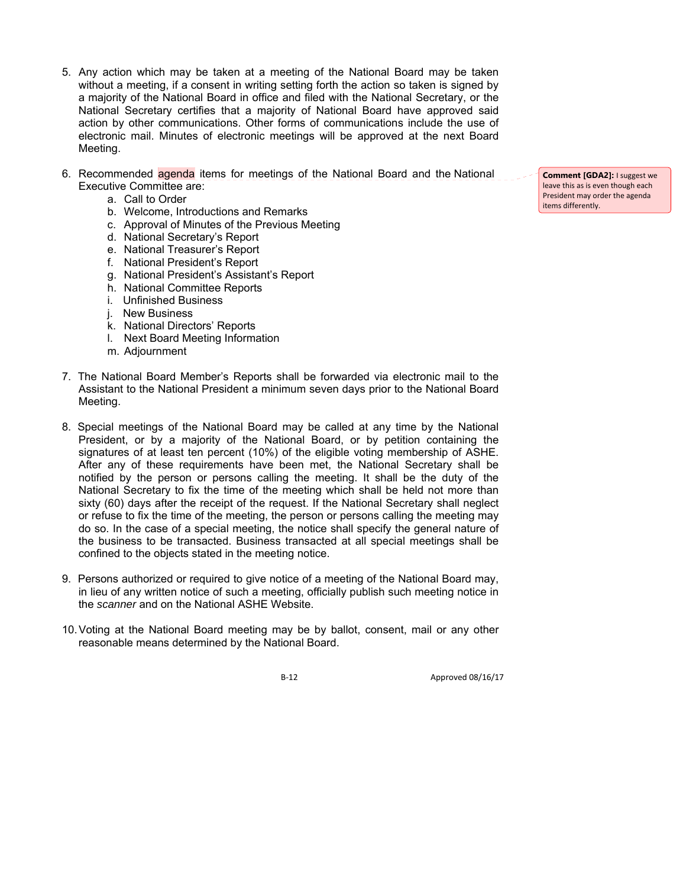5. Any action which may be taken at a meeting of the National Board may be taken without a meeting, if a consent in writing setting forth the action so taken is signed by a majority of the National Board in office and filed with the National Secretary, or the National Secretary certifies that a majority of National Board have approved said action by other communications. Other forms of communications include the use of electronic mail. Minutes of electronic meetings will be approved at the next Board Meeting.

6. Recommended agenda items for meetings of the National Board and the National Executive Committee are:
   a. Call to Order
   b. Welcome, Introductions and Remarks
   c. Approval of Minutes of the Previous Meeting
   d. National Secretary's Report
   e. National Treasurer's Report
   f. National President's Report
   g. National President's Assistant's Report
   h. National Committee Reports
   i. Unfinished Business
   j. New Business
   k. National Directors' Reports
   l. Next Board Meeting Information
   m. Adjournment

**Comment [GDA2]:** I suggest we leave this as is even though each President may order the agenda items differently.

7. The National Board Member's Reports shall be forwarded via electronic mail to the Assistant to the National President a minimum seven days prior to the National Board Meeting.

8. Special meetings of the National Board may be called at any time by the National President, or by a majority of the National Board, or by petition containing the signatures of at least ten percent (10%) of the eligible voting membership of ASHE. After any of these requirements have been met, the National Secretary shall be notified by the person or persons calling the meeting. It shall be the duty of the National Secretary to fix the time of the meeting which shall be held not more than sixty (60) days after the receipt of the request. If the National Secretary shall neglect or refuse to fix the time of the meeting, the person or persons calling the meeting may do so. In the case of a special meeting, the notice shall specify the general nature of the business to be transacted. Business transacted at all special meetings shall be confined to the objects stated in the meeting notice.

9. Persons authorized or required to give notice of a meeting of the National Board may, in lieu of any written notice of such a meeting, officially publish such meeting notice in the *scanner* and on the National ASHE Website.

10. Voting at the National Board meeting may be by ballot, consent, mail or any other reasonable means determined by the National Board.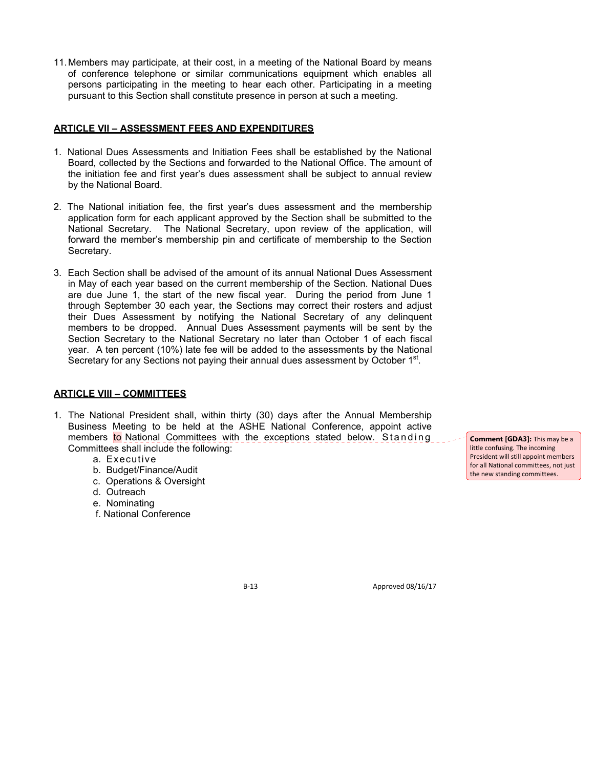11. Members may participate, at their cost, in a meeting of the National Board by means of conference telephone or similar communications equipment which enables all persons participating in the meeting to hear each other. Participating in a meeting pursuant to this Section shall constitute presence in person at such a meeting.

## ARTICLE VII – ASSESSMENT FEES AND EXPENDITURES

1. National Dues Assessments and Initiation Fees shall be established by the National Board, collected by the Sections and forwarded to the National Office. The amount of the initiation fee and first year's dues assessment shall be subject to annual review by the National Board.

2. The National initiation fee, the first year's dues assessment and the membership application form for each applicant approved by the Section shall be submitted to the National Secretary. The National Secretary, upon review of the application, will forward the member's membership pin and certificate of membership to the Section Secretary.

3. Each Section shall be advised of the amount of its annual National Dues Assessment in May of each year based on the current membership of the Section. National Dues are due June 1, the start of the new fiscal year. During the period from June 1 through September 30 each year, the Sections may correct their rosters and adjust their Dues Assessment by notifying the National Secretary of any delinquent members to be dropped. Annual Dues Assessment payments will be sent by the Section Secretary to the National Secretary no later than October 1 of each fiscal year. A ten percent (10%) late fee will be added to the assessments by the National Secretary for any Sections not paying their annual dues assessment by October 1st.

## ARTICLE VIII – COMMITTEES

1. The National President shall, within thirty (30) days after the Annual Membership Business Meeting to be held at the ASHE National Conference, appoint active members to National Committees with the exceptions stated below. Standing Committees shall include the following:
   a. Executive
   b. Budget/Finance/Audit
   c. Operations & Oversight
   d. Outreach
   e. Nominating
   f. National Conference

**Comment [GDA3]:** This may be a little confusing. The incoming President will still appoint members for all National committees, not just the new standing committees.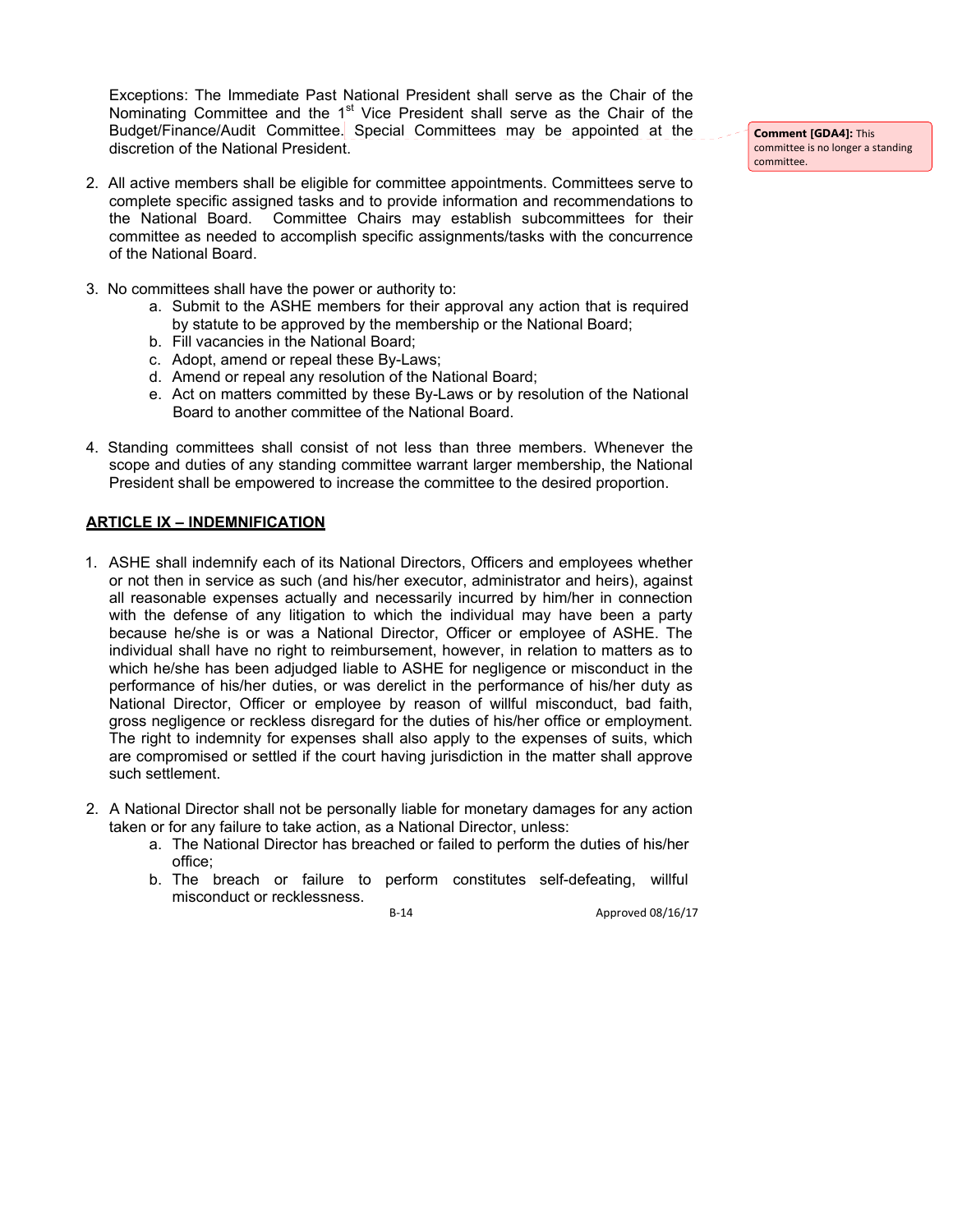Exceptions: The Immediate Past National President shall serve as the Chair of the Nominating Committee and the 1st Vice President shall serve as the Chair of the Budget/Finance/Audit Committee. Special Committees may be appointed at the discretion of the National President.

**Comment [GDA4]:** This committee is no longer a standing committee.

2. All active members shall be eligible for committee appointments. Committees serve to complete specific assigned tasks and to provide information and recommendations to the National Board. Committee Chairs may establish subcommittees for their committee as needed to accomplish specific assignments/tasks with the concurrence of the National Board.

3. No committees shall have the power or authority to:
   a. Submit to the ASHE members for their approval any action that is required by statute to be approved by the membership or the National Board;
   b. Fill vacancies in the National Board;
   c. Adopt, amend or repeal these By-Laws;
   d. Amend or repeal any resolution of the National Board;
   e. Act on matters committed by these By-Laws or by resolution of the National Board to another committee of the National Board.

4. Standing committees shall consist of not less than three members. Whenever the scope and duties of any standing committee warrant larger membership, the National President shall be empowered to increase the committee to the desired proportion.

## ARTICLE IX – INDEMNIFICATION

1. ASHE shall indemnify each of its National Directors, Officers and employees whether or not then in service as such (and his/her executor, administrator and heirs), against all reasonable expenses actually and necessarily incurred by him/her in connection with the defense of any litigation to which the individual may have been a party because he/she is or was a National Director, Officer or employee of ASHE. The individual shall have no right to reimbursement, however, in relation to matters as to which he/she has been adjudged liable to ASHE for negligence or misconduct in the performance of his/her duties, or was derelict in the performance of his/her duty as National Director, Officer or employee by reason of willful misconduct, bad faith, gross negligence or reckless disregard for the duties of his/her office or employment. The right to indemnity for expenses shall also apply to the expenses of suits, which are compromised or settled if the court having jurisdiction in the matter shall approve such settlement.

2. A National Director shall not be personally liable for monetary damages for any action taken or for any failure to take action, as a National Director, unless:
   a. The National Director has breached or failed to perform the duties of his/her office;
   b. The breach or failure to perform constitutes self-defeating, willful misconduct or recklessness.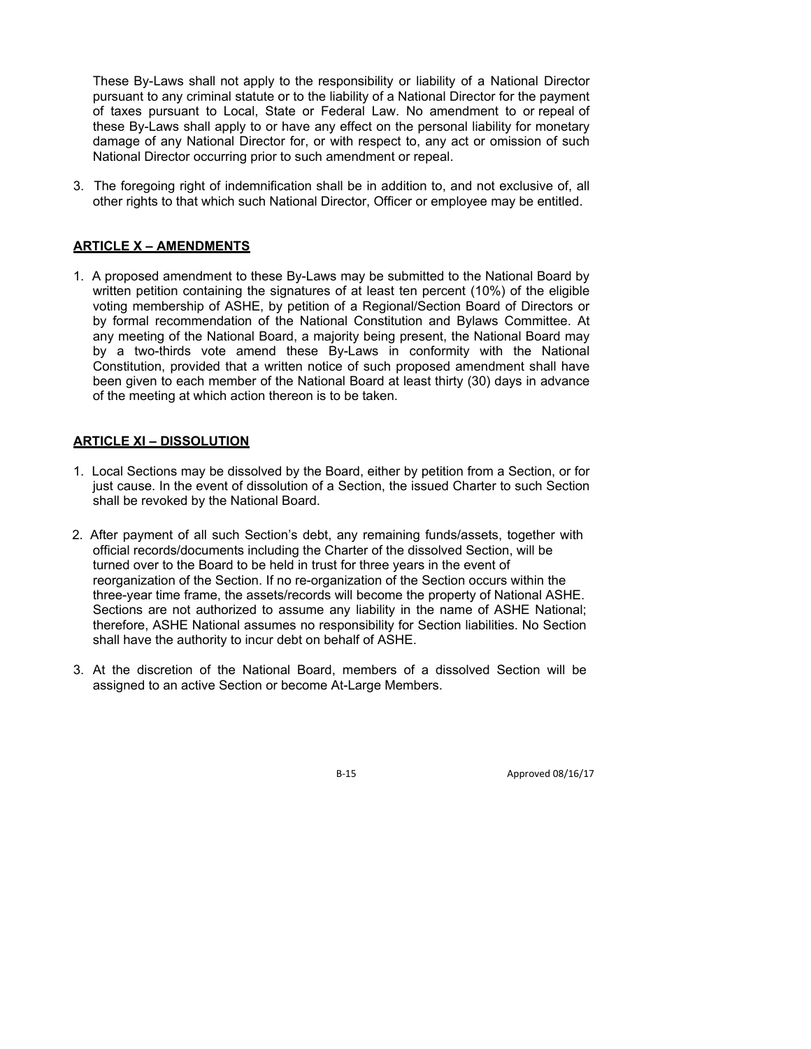These By-Laws shall not apply to the responsibility or liability of a National Director pursuant to any criminal statute or to the liability of a National Director for the payment of taxes pursuant to Local, State or Federal Law. No amendment to or repeal of these By-Laws shall apply to or have any effect on the personal liability for monetary damage of any National Director for, or with respect to, any act or omission of such National Director occurring prior to such amendment or repeal.

3. The foregoing right of indemnification shall be in addition to, and not exclusive of, all other rights to that which such National Director, Officer or employee may be entitled.

## ARTICLE X – AMENDMENTS

1. A proposed amendment to these By-Laws may be submitted to the National Board by written petition containing the signatures of at least ten percent (10%) of the eligible voting membership of ASHE, by petition of a Regional/Section Board of Directors or by formal recommendation of the National Constitution and Bylaws Committee. At any meeting of the National Board, a majority being present, the National Board may by a two-thirds vote amend these By-Laws in conformity with the National Constitution, provided that a written notice of such proposed amendment shall have been given to each member of the National Board at least thirty (30) days in advance of the meeting at which action thereon is to be taken.

## ARTICLE XI – DISSOLUTION

1. Local Sections may be dissolved by the Board, either by petition from a Section, or for just cause. In the event of dissolution of a Section, the issued Charter to such Section shall be revoked by the National Board.

2. After payment of all such Section's debt, any remaining funds/assets, together with official records/documents including the Charter of the dissolved Section, will be turned over to the Board to be held in trust for three years in the event of reorganization of the Section. If no re-organization of the Section occurs within the three-year time frame, the assets/records will become the property of National ASHE. Sections are not authorized to assume any liability in the name of ASHE National; therefore, ASHE National assumes no responsibility for Section liabilities. No Section shall have the authority to incur debt on behalf of ASHE.

3. At the discretion of the National Board, members of a dissolved Section will be assigned to an active Section or become At-Large Members.